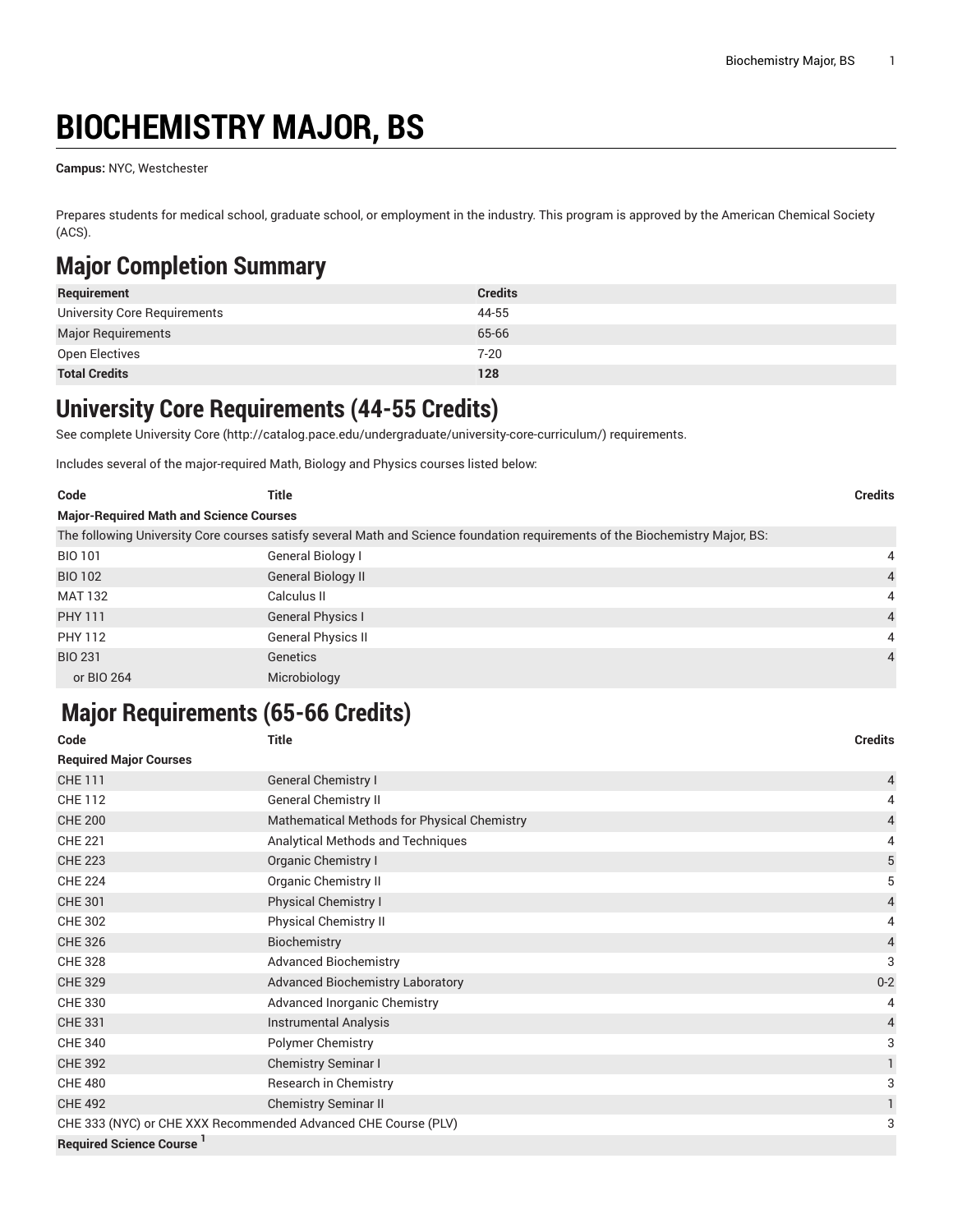# BIOCHEMISTRY MAJOR, BS

**Campus:** NYC, Westchester

Prepares students for medical school, graduate school, or employment in the industry. This program is approved by the American Chemical Society (ACS).

## Major Completion Summary

| Requirement | Credits |
|---|---|
| University Core Requirements | 44-55 |
| Major Requirements | 65-66 |
| Open Electives | 7-20 |
| **Total Credits** | **128** |

## University Core Requirements (44-55 Credits)

See complete University Core (http://catalog.pace.edu/undergraduate/university-core-curriculum/) requirements.

Includes several of the major-required Math, Biology and Physics courses listed below:

| Code | Title | Credits |
|---|---|---|
| **Major-Required Math and Science Courses** | | |
| The following University Core courses satisfy several Math and Science foundation requirements of the Biochemistry Major, BS: | | |
| BIO 101 | General Biology I | 4 |
| BIO 102 | General Biology II | 4 |
| MAT 132 | Calculus II | 4 |
| PHY 111 | General Physics I | 4 |
| PHY 112 | General Physics II | 4 |
| BIO 231 | Genetics | 4 |
| or BIO 264 | Microbiology | |

## Major Requirements (65-66 Credits)

| Code | Title | Credits |
|---|---|---|
| **Required Major Courses** | | |
| CHE 111 | General Chemistry I | 4 |
| CHE 112 | General Chemistry II | 4 |
| CHE 200 | Mathematical Methods for Physical Chemistry | 4 |
| CHE 221 | Analytical Methods and Techniques | 4 |
| CHE 223 | Organic Chemistry I | 5 |
| CHE 224 | Organic Chemistry II | 5 |
| CHE 301 | Physical Chemistry I | 4 |
| CHE 302 | Physical Chemistry II | 4 |
| CHE 326 | Biochemistry | 4 |
| CHE 328 | Advanced Biochemistry | 3 |
| CHE 329 | Advanced Biochemistry Laboratory | 0-2 |
| CHE 330 | Advanced Inorganic Chemistry | 4 |
| CHE 331 | Instrumental Analysis | 4 |
| CHE 340 | Polymer Chemistry | 3 |
| CHE 392 | Chemistry Seminar I | 1 |
| CHE 480 | Research in Chemistry | 3 |
| CHE 492 | Chemistry Seminar II | 1 |
| CHE 333 (NYC) or CHE XXX Recommended Advanced CHE Course (PLV) | | 3 |
| **Required Science Course** [1] | | |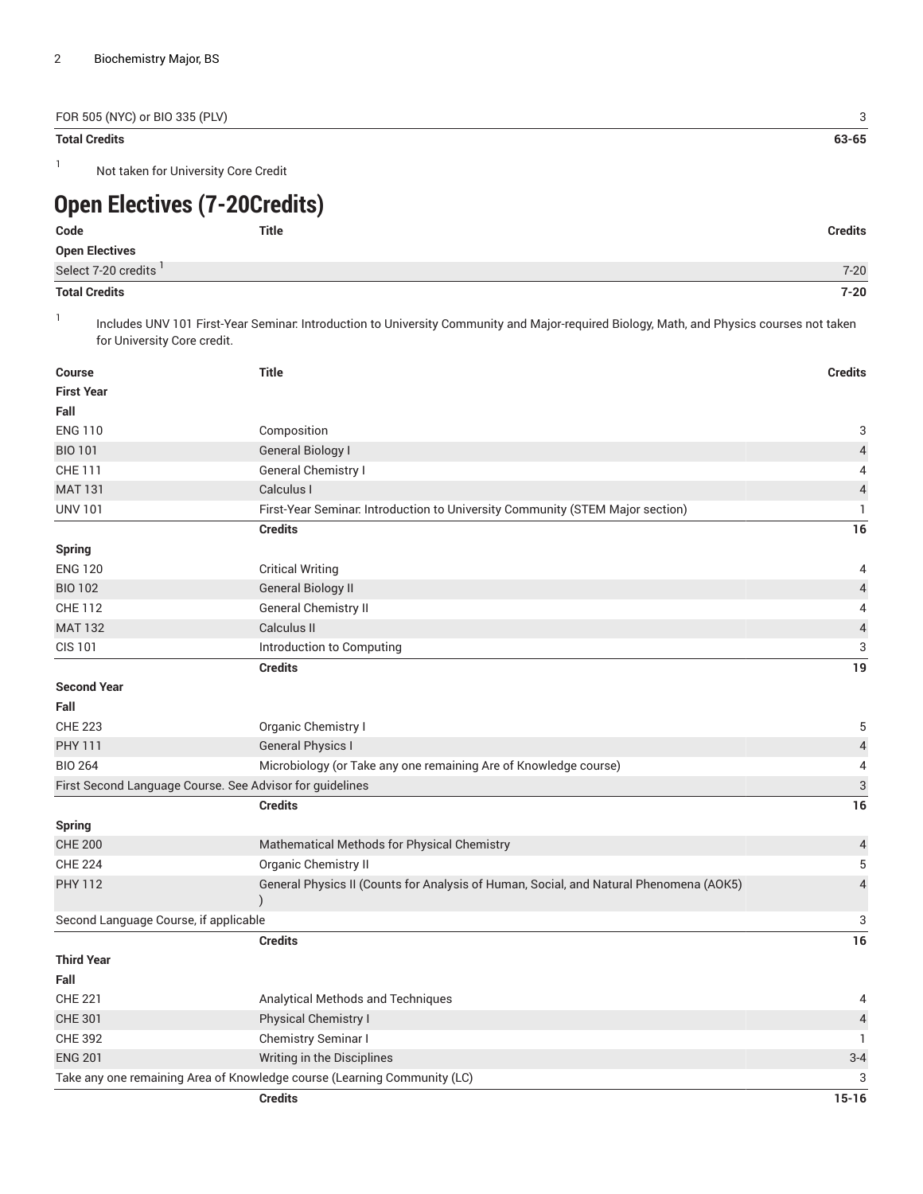| | |
|---|---|
| FOR 505 (NYC) or BIO 335 (PLV) | 3 |
| **Total Credits** | **63-65** |

[1] Not taken for University Core Credit

## Open Electives (7-20Credits)

| Code | Title | Credits |
|---|---|---|
| **Open Electives** | | |
| Select 7-20 credits [1] | | 7-20 |
| **Total Credits** | | **7-20** |

[1] Includes UNV 101 First-Year Seminar: Introduction to University Community and Major-required Biology, Math, and Physics courses not taken for University Core credit.

| Course | Title | Credits |
|---|---|---|
| **First Year** | | |
| **Fall** | | |
| ENG 110 | Composition | 3 |
| BIO 101 | General Biology I | 4 |
| CHE 111 | General Chemistry I | 4 |
| MAT 131 | Calculus I | 4 |
| UNV 101 | First-Year Seminar: Introduction to University Community (STEM Major section) | 1 |
| | **Credits** | **16** |
| **Spring** | | |
| ENG 120 | Critical Writing | 4 |
| BIO 102 | General Biology II | 4 |
| CHE 112 | General Chemistry II | 4 |
| MAT 132 | Calculus II | 4 |
| CIS 101 | Introduction to Computing | 3 |
| | **Credits** | **19** |
| **Second Year** | | |
| **Fall** | | |
| CHE 223 | Organic Chemistry I | 5 |
| PHY 111 | General Physics I | 4 |
| BIO 264 | Microbiology (or Take any one remaining Are of Knowledge course) | 4 |
| First Second Language Course. See Advisor for guidelines | | 3 |
| | **Credits** | **16** |
| **Spring** | | |
| CHE 200 | Mathematical Methods for Physical Chemistry | 4 |
| CHE 224 | Organic Chemistry II | 5 |
| PHY 112 | General Physics II (Counts for Analysis of Human, Social, and Natural Phenomena (AOK5) ) | 4 |
| Second Language Course, if applicable | | 3 |
| | **Credits** | **16** |
| **Third Year** | | |
| **Fall** | | |
| CHE 221 | Analytical Methods and Techniques | 4 |
| CHE 301 | Physical Chemistry I | 4 |
| CHE 392 | Chemistry Seminar I | 1 |
| ENG 201 | Writing in the Disciplines | 3-4 |
| Take any one remaining Area of Knowledge course (Learning Community (LC) | | 3 |
| | **Credits** | **15-16** |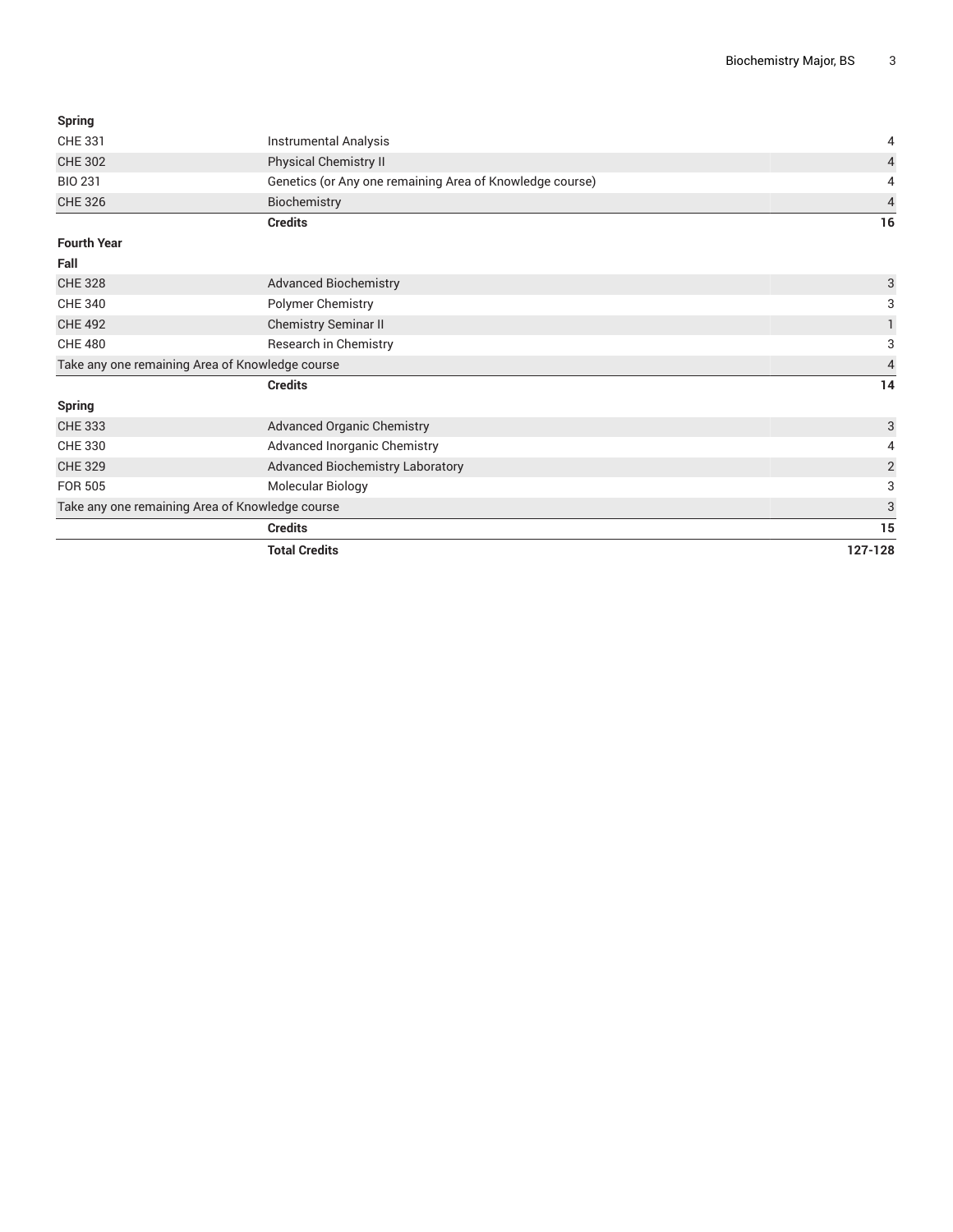| | | |
|---|---|---|
| **Spring** | | |
| CHE 331 | Instrumental Analysis | 4 |
| CHE 302 | Physical Chemistry II | 4 |
| BIO 231 | Genetics (or Any one remaining Area of Knowledge course) | 4 |
| CHE 326 | Biochemistry | 4 |
| | **Credits** | **16** |
| **Fourth Year** | | |
| **Fall** | | |
| CHE 328 | Advanced Biochemistry | 3 |
| CHE 340 | Polymer Chemistry | 3 |
| CHE 492 | Chemistry Seminar II | 1 |
| CHE 480 | Research in Chemistry | 3 |
| Take any one remaining Area of Knowledge course | | 4 |
| | **Credits** | **14** |
| **Spring** | | |
| CHE 333 | Advanced Organic Chemistry | 3 |
| CHE 330 | Advanced Inorganic Chemistry | 4 |
| CHE 329 | Advanced Biochemistry Laboratory | 2 |
| FOR 505 | Molecular Biology | 3 |
| Take any one remaining Area of Knowledge course | | 3 |
| | **Credits** | **15** |
| | **Total Credits** | **127-128** |